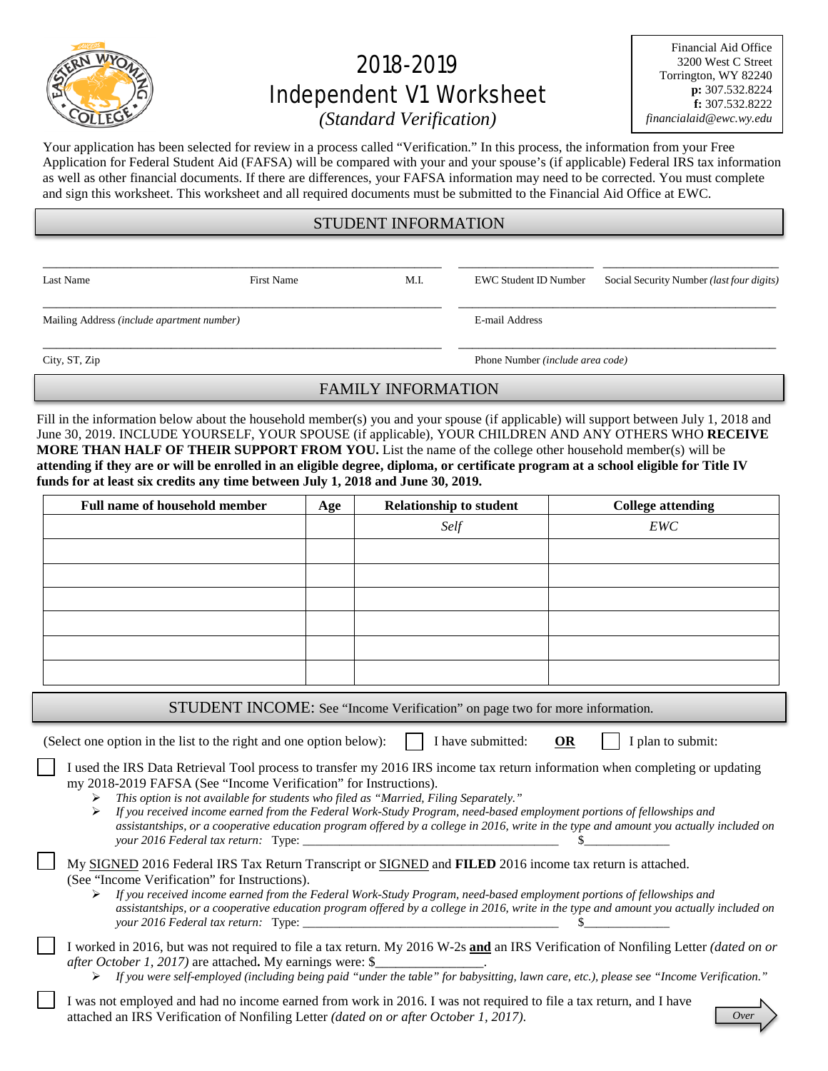# 2018-2019 Independent V1 Worksheet

*(Standard Verification)*

Financial Aid Office
3200 West C Street
Torrington, WY 82240
**p:** 307.532.8224
**f:** 307.532.8222
*financialaid@ewc.wy.edu*

Your application has been selected for review in a process called "Verification." In this process, the information from your Free Application for Federal Student Aid (FAFSA) will be compared with your and your spouse's (if applicable) Federal IRS tax information as well as other financial documents. If there are differences, your FAFSA information may need to be corrected. You must complete and sign this worksheet. This worksheet and all required documents must be submitted to the Financial Aid Office at EWC.

## STUDENT INFORMATION

Last Name ____ First Name ____ M.I. ____ EWC Student ID Number ____ Social Security Number *(last four digits)* ____

Mailing Address *(include apartment number)* ____ E-mail Address ____

City, ST, Zip ____ Phone Number *(include area code)* ____

## FAMILY INFORMATION

Fill in the information below about the household member(s) you and your spouse (if applicable) will support between July 1, 2018 and June 30, 2019. INCLUDE YOURSELF, YOUR SPOUSE (if applicable), YOUR CHILDREN AND ANY OTHERS WHO **RECEIVE MORE THAN HALF OF THEIR SUPPORT FROM YOU.** List the name of the college other household member(s) will be **attending if they are or will be enrolled in an eligible degree, diploma, or certificate program at a school eligible for Title IV funds for at least six credits any time between July 1, 2018 and June 30, 2019.**

| Full name of household member | Age | Relationship to student | College attending |
|---|---|---|---|
| | | *Self* | *EWC* |
| | | | |
| | | | |
| | | | |
| | | | |
| | | | |
| | | | |

## STUDENT INCOME: See "Income Verification" on page two for more information.

(Select one option in the list to the right and one option below): ☐ I have submitted: **OR** ☐ I plan to submit:

☐ I used the IRS Data Retrieval Tool process to transfer my 2016 IRS income tax return information when completing or updating my 2018-2019 FAFSA (See "Income Verification" for Instructions).

- *This option is not available for students who filed as "Married, Filing Separately."*
- *If you received income earned from the Federal Work-Study Program, need-based employment portions of fellowships and assistantships, or a cooperative education program offered by a college in 2016, write in the type and amount you actually included on your 2016 Federal tax return:* Type: ____________________ $____________

☐ My SIGNED 2016 Federal IRS Tax Return Transcript or SIGNED and **FILED** 2016 income tax return is attached. (See "Income Verification" for Instructions).

- *If you received income earned from the Federal Work-Study Program, need-based employment portions of fellowships and assistantships, or a cooperative education program offered by a college in 2016, write in the type and amount you actually included on your 2016 Federal tax return:* Type: ____________________ $____________

☐ I worked in 2016, but was not required to file a tax return. My 2016 W-2s **and** an IRS Verification of Nonfiling Letter *(dated on or after October 1, 2017)* are attached**.** My earnings were: $________________.

- *If you were self-employed (including being paid "under the table" for babysitting, lawn care, etc.), please see "Income Verification."*

☐ I was not employed and had no income earned from work in 2016. I was not required to file a tax return, and I have attached an IRS Verification of Nonfiling Letter *(dated on or after October 1, 2017).*

*Over*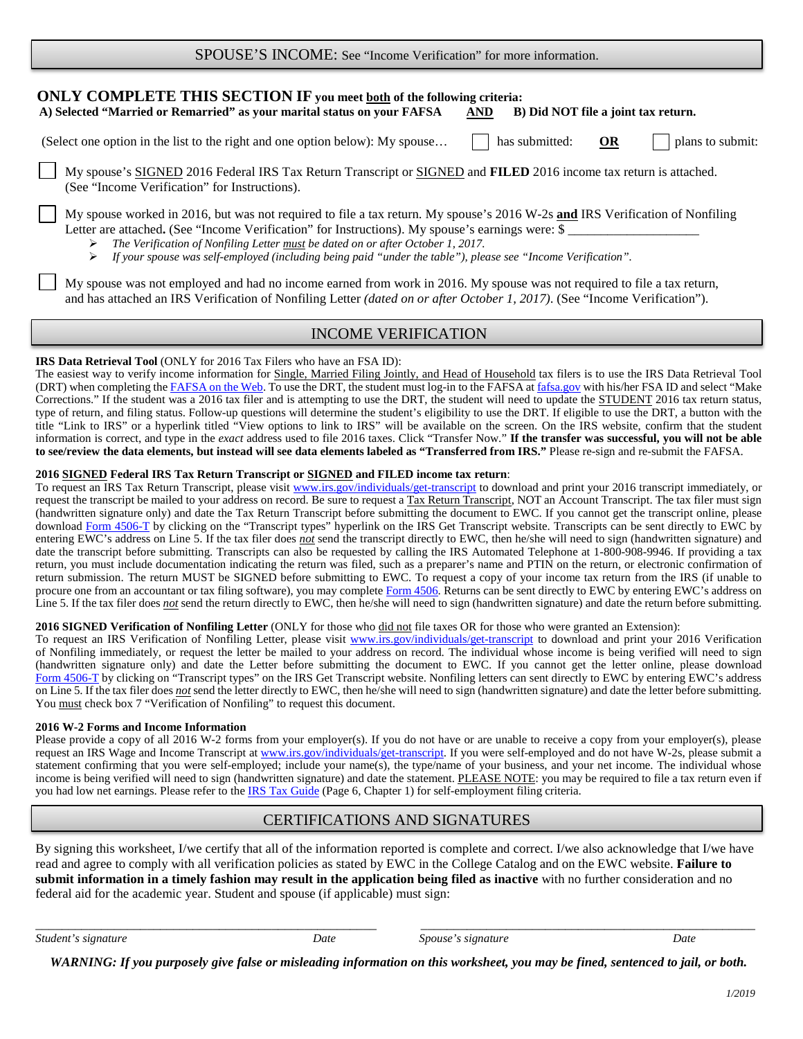## SPOUSE'S INCOME: See "Income Verification" for more information.

**ONLY COMPLETE THIS SECTION IF you meet both of the following criteria:**
**A) Selected "Married or Remarried" as your marital status on your FAFSA AND B) Did NOT file a joint tax return.**

(Select one option in the list to the right and one option below): My spouse… ☐ has submitted: **OR** ☐ plans to submit:

☐ My spouse's SIGNED 2016 Federal IRS Tax Return Transcript or SIGNED and **FILED** 2016 income tax return is attached. (See "Income Verification" for Instructions).

☐ My spouse worked in 2016, but was not required to file a tax return. My spouse's 2016 W-2s **and** IRS Verification of Nonfiling Letter are attached**.** (See "Income Verification" for Instructions). My spouse's earnings were: $ ___________________

- *The Verification of Nonfiling Letter must be dated on or after October 1, 2017.*
- *If your spouse was self-employed (including being paid "under the table"), please see "Income Verification".*

☐ My spouse was not employed and had no income earned from work in 2016. My spouse was not required to file a tax return, and has attached an IRS Verification of Nonfiling Letter *(dated on or after October 1, 2017)*. (See "Income Verification").

## INCOME VERIFICATION

**IRS Data Retrieval Tool** (ONLY for 2016 Tax Filers who have an FSA ID):
The easiest way to verify income information for Single, Married Filing Jointly, and Head of Household tax filers is to use the IRS Data Retrieval Tool (DRT) when completing the FAFSA on the Web. To use the DRT, the student must log-in to the FAFSA at fafsa.gov with his/her FSA ID and select "Make Corrections." If the student was a 2016 tax filer and is attempting to use the DRT, the student will need to update the STUDENT 2016 tax return status, type of return, and filing status. Follow-up questions will determine the student's eligibility to use the DRT. If eligible to use the DRT, a button with the title "Link to IRS" or a hyperlink titled "View options to link to IRS" will be available on the screen. On the IRS website, confirm that the student information is correct, and type in the *exact* address used to file 2016 taxes. Click "Transfer Now." **If the transfer was successful, you will not be able to see/review the data elements, but instead will see data elements labeled as "Transferred from IRS."** Please re-sign and re-submit the FAFSA.

**2016 SIGNED Federal IRS Tax Return Transcript or SIGNED and FILED income tax return**:
To request an IRS Tax Return Transcript, please visit www.irs.gov/individuals/get-transcript to download and print your 2016 transcript immediately, or request the transcript be mailed to your address on record. Be sure to request a Tax Return Transcript, NOT an Account Transcript. The tax filer must sign (handwritten signature only) and date the Tax Return Transcript before submitting the document to EWC. If you cannot get the transcript online, please download Form 4506-T by clicking on the "Transcript types" hyperlink on the IRS Get Transcript website. Transcripts can be sent directly to EWC by entering EWC's address on Line 5. If the tax filer does ***not*** send the transcript directly to EWC, then he/she will need to sign (handwritten signature) and date the transcript before submitting. Transcripts can also be requested by calling the IRS Automated Telephone at 1-800-908-9946. If providing a tax return, you must include documentation indicating the return was filed, such as a preparer's name and PTIN on the return, or electronic confirmation of return submission. The return MUST be SIGNED before submitting to EWC. To request a copy of your income tax return from the IRS (if unable to procure one from an accountant or tax filing software), you may complete Form 4506. Returns can be sent directly to EWC by entering EWC's address on Line 5. If the tax filer does ***not*** send the return directly to EWC, then he/she will need to sign (handwritten signature) and date the return before submitting.

**2016 SIGNED Verification of Nonfiling Letter** (ONLY for those who did not file taxes OR for those who were granted an Extension):
To request an IRS Verification of Nonfiling Letter, please visit www.irs.gov/individuals/get-transcript to download and print your 2016 Verification of Nonfiling immediately, or request the letter be mailed to your address on record. The individual whose income is being verified will need to sign (handwritten signature only) and date the Letter before submitting the document to EWC. If you cannot get the letter online, please download Form 4506-T by clicking on "Transcript types" on the IRS Get Transcript website. Nonfiling letters can sent directly to EWC by entering EWC's address on Line 5. If the tax filer does ***not*** send the letter directly to EWC, then he/she will need to sign (handwritten signature) and date the letter before submitting. You must check box 7 "Verification of Nonfiling" to request this document.

**2016 W-2 Forms and Income Information**
Please provide a copy of all 2016 W-2 forms from your employer(s). If you do not have or are unable to receive a copy from your employer(s), please request an IRS Wage and Income Transcript at www.irs.gov/individuals/get-transcript. If you were self-employed and do not have W-2s, please submit a statement confirming that you were self-employed; include your name(s), the type/name of your business, and your net income. The individual whose income is being verified will need to sign (handwritten signature) and date the statement. PLEASE NOTE: you may be required to file a tax return even if you had low net earnings. Please refer to the IRS Tax Guide (Page 6, Chapter 1) for self-employment filing criteria.

## CERTIFICATIONS AND SIGNATURES

By signing this worksheet, I/we certify that all of the information reported is complete and correct. I/we also acknowledge that I/we have read and agree to comply with all verification policies as stated by EWC in the College Catalog and on the EWC website. **Failure to submit information in a timely fashion may result in the application being filed as inactive** with no further consideration and no federal aid for the academic year. Student and spouse (if applicable) must sign:

_______________________________________________ _______________________________________________
*Student's signature* *Date* *Spouse's signature* *Date*

***WARNING: If you purposely give false or misleading information on this worksheet, you may be fined, sentenced to jail, or both.***

*1/2019*